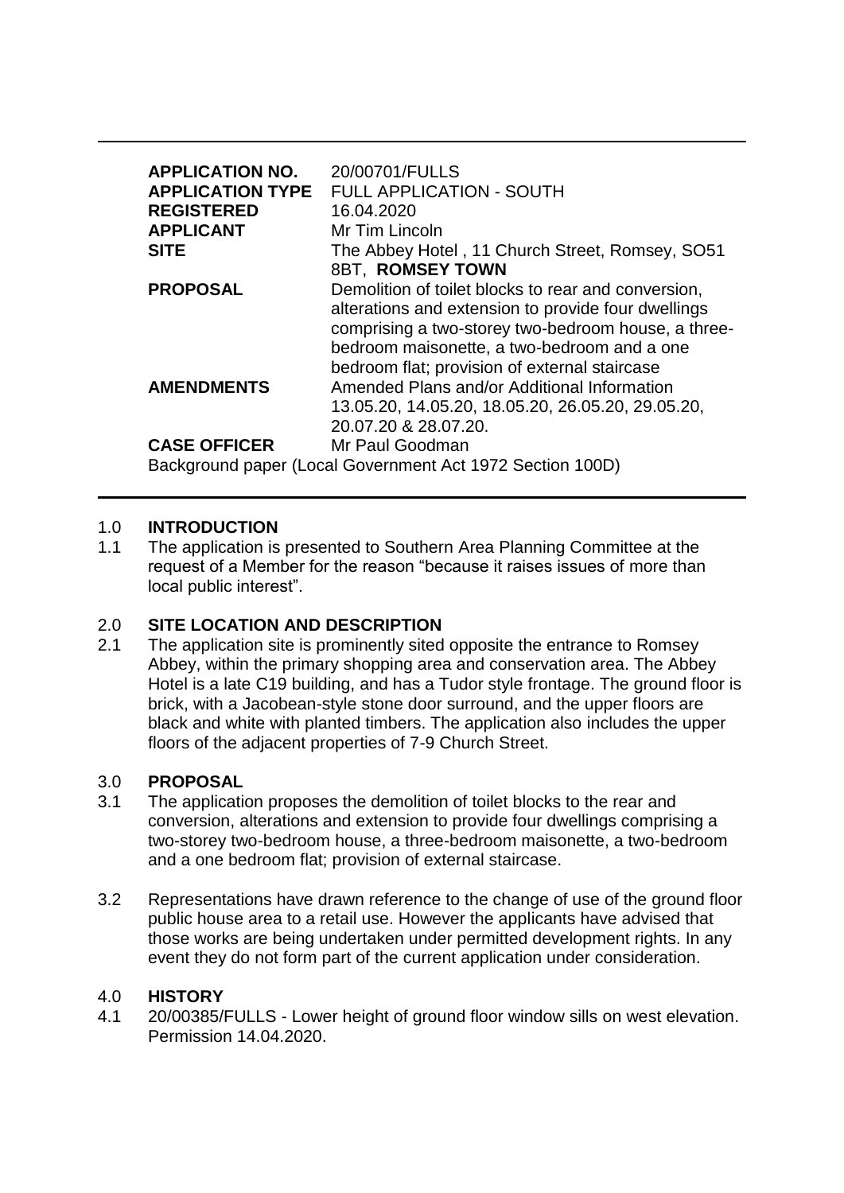| | |
|---|---|
| **APPLICATION NO.** | 20/00701/FULLS |
| **APPLICATION TYPE** | FULL APPLICATION - SOUTH |
| **REGISTERED** | 16.04.2020 |
| **APPLICANT** | Mr Tim Lincoln |
| **SITE** | The Abbey Hotel , 11 Church Street, Romsey, SO51 8BT, **ROMSEY TOWN** |
| **PROPOSAL** | Demolition of toilet blocks to rear and conversion, alterations and extension to provide four dwellings comprising a two-storey two-bedroom house, a three-bedroom maisonette, a two-bedroom and a one bedroom flat; provision of external staircase |
| **AMENDMENTS** | Amended Plans and/or Additional Information 13.05.20, 14.05.20, 18.05.20, 26.05.20, 29.05.20, 20.07.20 & 28.07.20. |
| **CASE OFFICER** | Mr Paul Goodman |

Background paper (Local Government Act 1972 Section 100D)

## 1.0 INTRODUCTION

1.1 The application is presented to Southern Area Planning Committee at the request of a Member for the reason "because it raises issues of more than local public interest".

## 2.0 SITE LOCATION AND DESCRIPTION

2.1 The application site is prominently sited opposite the entrance to Romsey Abbey, within the primary shopping area and conservation area. The Abbey Hotel is a late C19 building, and has a Tudor style frontage. The ground floor is brick, with a Jacobean-style stone door surround, and the upper floors are black and white with planted timbers. The application also includes the upper floors of the adjacent properties of 7-9 Church Street.

## 3.0 PROPOSAL

3.1 The application proposes the demolition of toilet blocks to the rear and conversion, alterations and extension to provide four dwellings comprising a two-storey two-bedroom house, a three-bedroom maisonette, a two-bedroom and a one bedroom flat; provision of external staircase.

3.2 Representations have drawn reference to the change of use of the ground floor public house area to a retail use. However the applicants have advised that those works are being undertaken under permitted development rights. In any event they do not form part of the current application under consideration.

## 4.0 HISTORY

4.1 20/00385/FULLS - Lower height of ground floor window sills on west elevation. Permission 14.04.2020.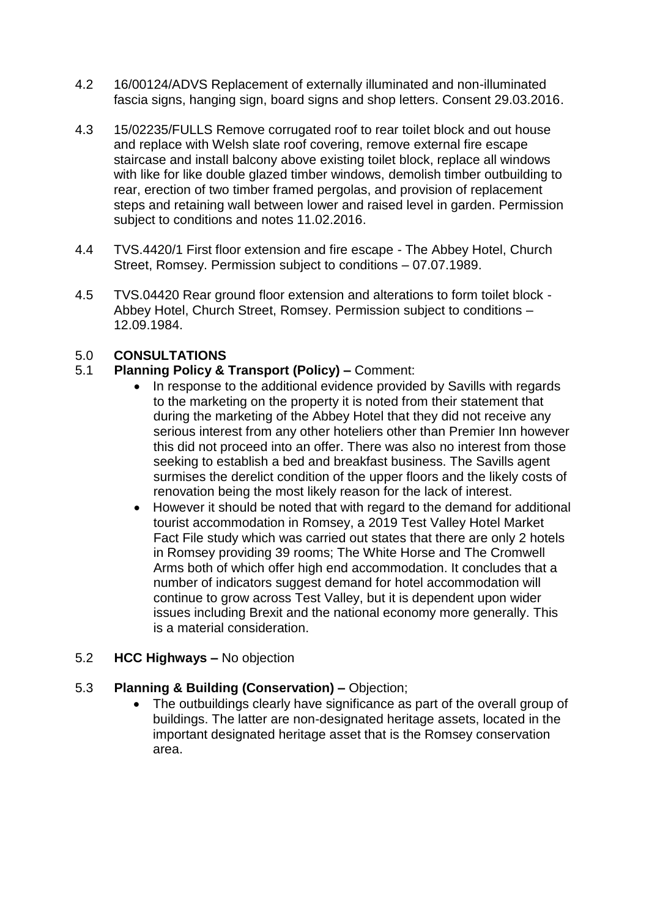4.2 16/00124/ADVS Replacement of externally illuminated and non-illuminated fascia signs, hanging sign, board signs and shop letters. Consent 29.03.2016.

4.3 15/02235/FULLS Remove corrugated roof to rear toilet block and out house and replace with Welsh slate roof covering, remove external fire escape staircase and install balcony above existing toilet block, replace all windows with like for like double glazed timber windows, demolish timber outbuilding to rear, erection of two timber framed pergolas, and provision of replacement steps and retaining wall between lower and raised level in garden. Permission subject to conditions and notes 11.02.2016.

4.4 TVS.4420/1 First floor extension and fire escape - The Abbey Hotel, Church Street, Romsey. Permission subject to conditions – 07.07.1989.

4.5 TVS.04420 Rear ground floor extension and alterations to form toilet block - Abbey Hotel, Church Street, Romsey. Permission subject to conditions – 12.09.1984.

## 5.0 CONSULTATIONS

5.1 **Planning Policy & Transport (Policy) –** Comment:

- In response to the additional evidence provided by Savills with regards to the marketing on the property it is noted from their statement that during the marketing of the Abbey Hotel that they did not receive any serious interest from any other hoteliers other than Premier Inn however this did not proceed into an offer. There was also no interest from those seeking to establish a bed and breakfast business. The Savills agent surmises the derelict condition of the upper floors and the likely costs of renovation being the most likely reason for the lack of interest.
- However it should be noted that with regard to the demand for additional tourist accommodation in Romsey, a 2019 Test Valley Hotel Market Fact File study which was carried out states that there are only 2 hotels in Romsey providing 39 rooms; The White Horse and The Cromwell Arms both of which offer high end accommodation. It concludes that a number of indicators suggest demand for hotel accommodation will continue to grow across Test Valley, but it is dependent upon wider issues including Brexit and the national economy more generally. This is a material consideration.

5.2 **HCC Highways –** No objection

5.3 **Planning & Building (Conservation) –** Objection;

- The outbuildings clearly have significance as part of the overall group of buildings. The latter are non-designated heritage assets, located in the important designated heritage asset that is the Romsey conservation area.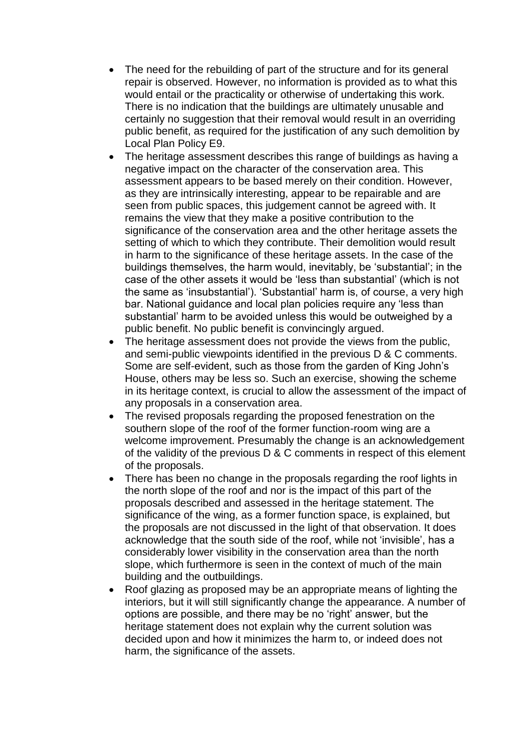- The need for the rebuilding of part of the structure and for its general repair is observed. However, no information is provided as to what this would entail or the practicality or otherwise of undertaking this work. There is no indication that the buildings are ultimately unusable and certainly no suggestion that their removal would result in an overriding public benefit, as required for the justification of any such demolition by Local Plan Policy E9.
- The heritage assessment describes this range of buildings as having a negative impact on the character of the conservation area. This assessment appears to be based merely on their condition. However, as they are intrinsically interesting, appear to be repairable and are seen from public spaces, this judgement cannot be agreed with. It remains the view that they make a positive contribution to the significance of the conservation area and the other heritage assets the setting of which to which they contribute. Their demolition would result in harm to the significance of these heritage assets. In the case of the buildings themselves, the harm would, inevitably, be 'substantial'; in the case of the other assets it would be 'less than substantial' (which is not the same as 'insubstantial'). 'Substantial' harm is, of course, a very high bar. National guidance and local plan policies require any 'less than substantial' harm to be avoided unless this would be outweighed by a public benefit. No public benefit is convincingly argued.
- The heritage assessment does not provide the views from the public, and semi-public viewpoints identified in the previous D & C comments. Some are self-evident, such as those from the garden of King John's House, others may be less so. Such an exercise, showing the scheme in its heritage context, is crucial to allow the assessment of the impact of any proposals in a conservation area.
- The revised proposals regarding the proposed fenestration on the southern slope of the roof of the former function-room wing are a welcome improvement. Presumably the change is an acknowledgement of the validity of the previous D & C comments in respect of this element of the proposals.
- There has been no change in the proposals regarding the roof lights in the north slope of the roof and nor is the impact of this part of the proposals described and assessed in the heritage statement. The significance of the wing, as a former function space, is explained, but the proposals are not discussed in the light of that observation. It does acknowledge that the south side of the roof, while not 'invisible', has a considerably lower visibility in the conservation area than the north slope, which furthermore is seen in the context of much of the main building and the outbuildings.
- Roof glazing as proposed may be an appropriate means of lighting the interiors, but it will still significantly change the appearance. A number of options are possible, and there may be no 'right' answer, but the heritage statement does not explain why the current solution was decided upon and how it minimizes the harm to, or indeed does not harm, the significance of the assets.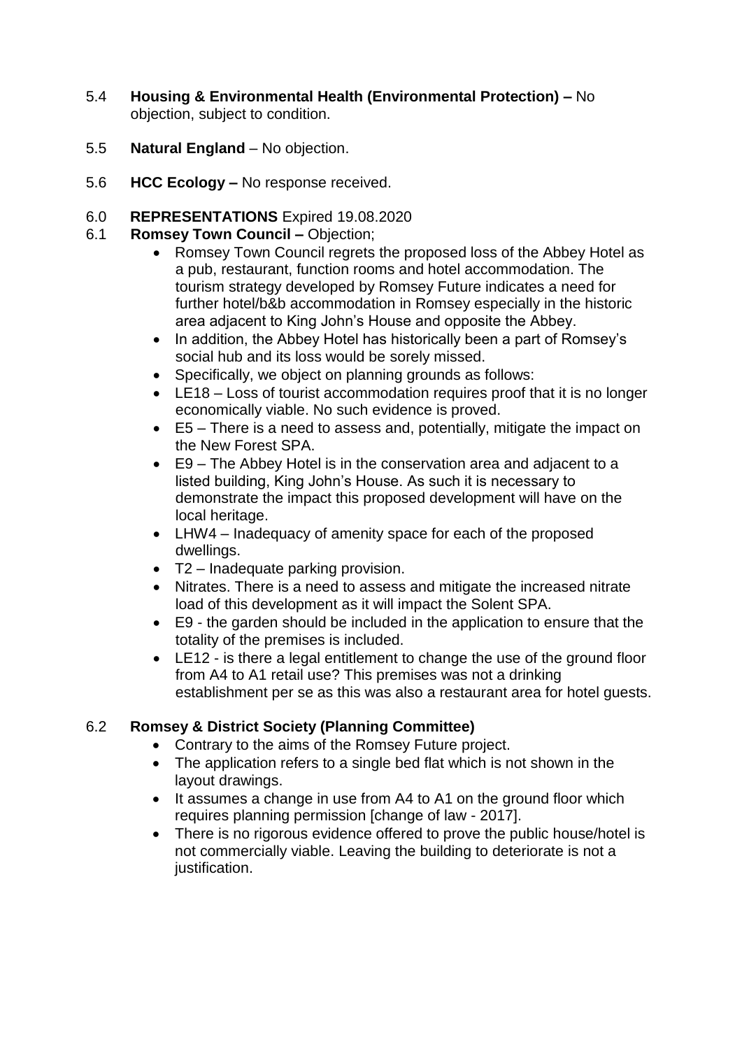5.4 **Housing & Environmental Health (Environmental Protection) –** No objection, subject to condition.

5.5 **Natural England** – No objection.

5.6 **HCC Ecology –** No response received.

6.0 **REPRESENTATIONS** Expired 19.08.2020

6.1 **Romsey Town Council –** Objection;

- Romsey Town Council regrets the proposed loss of the Abbey Hotel as a pub, restaurant, function rooms and hotel accommodation. The tourism strategy developed by Romsey Future indicates a need for further hotel/b&b accommodation in Romsey especially in the historic area adjacent to King John's House and opposite the Abbey.
- In addition, the Abbey Hotel has historically been a part of Romsey's social hub and its loss would be sorely missed.
- Specifically, we object on planning grounds as follows:
- LE18 – Loss of tourist accommodation requires proof that it is no longer economically viable. No such evidence is proved.
- E5 – There is a need to assess and, potentially, mitigate the impact on the New Forest SPA.
- E9 – The Abbey Hotel is in the conservation area and adjacent to a listed building, King John's House. As such it is necessary to demonstrate the impact this proposed development will have on the local heritage.
- LHW4 – Inadequacy of amenity space for each of the proposed dwellings.
- T2 – Inadequate parking provision.
- Nitrates. There is a need to assess and mitigate the increased nitrate load of this development as it will impact the Solent SPA.
- E9 - the garden should be included in the application to ensure that the totality of the premises is included.
- LE12 - is there a legal entitlement to change the use of the ground floor from A4 to A1 retail use? This premises was not a drinking establishment per se as this was also a restaurant area for hotel guests.

6.2 **Romsey & District Society (Planning Committee)**

- Contrary to the aims of the Romsey Future project.
- The application refers to a single bed flat which is not shown in the layout drawings.
- It assumes a change in use from A4 to A1 on the ground floor which requires planning permission [change of law - 2017].
- There is no rigorous evidence offered to prove the public house/hotel is not commercially viable. Leaving the building to deteriorate is not a justification.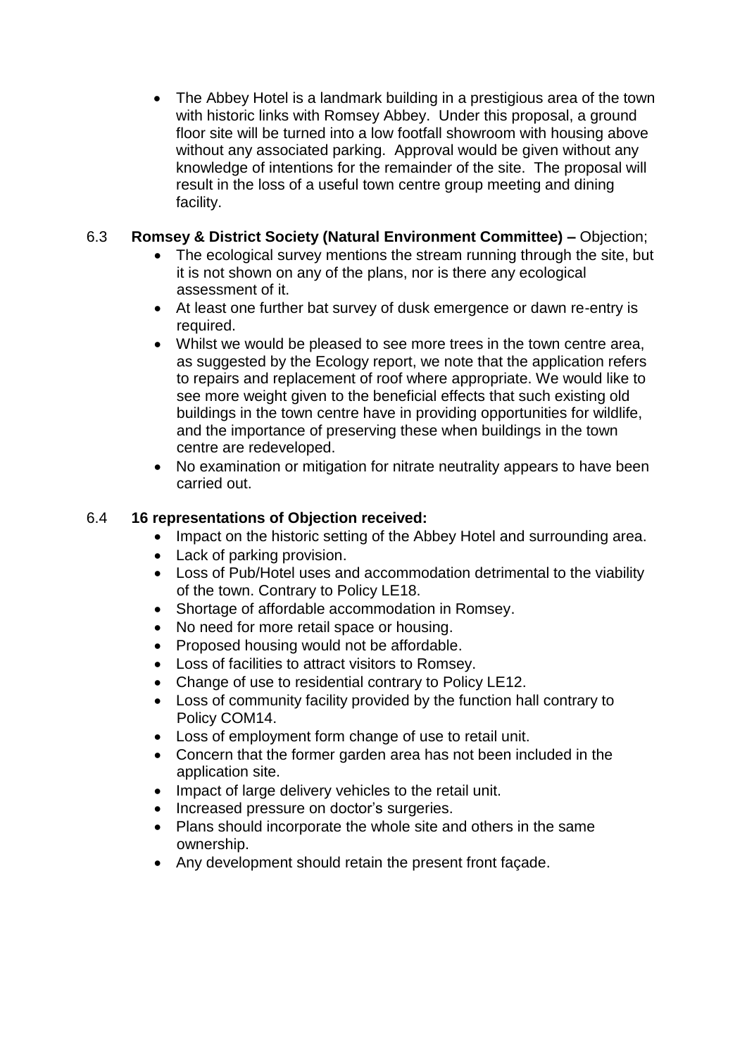- The Abbey Hotel is a landmark building in a prestigious area of the town with historic links with Romsey Abbey. Under this proposal, a ground floor site will be turned into a low footfall showroom with housing above without any associated parking. Approval would be given without any knowledge of intentions for the remainder of the site. The proposal will result in the loss of a useful town centre group meeting and dining facility.

6.3 **Romsey & District Society (Natural Environment Committee) –** Objection;

- The ecological survey mentions the stream running through the site, but it is not shown on any of the plans, nor is there any ecological assessment of it.
- At least one further bat survey of dusk emergence or dawn re-entry is required.
- Whilst we would be pleased to see more trees in the town centre area, as suggested by the Ecology report, we note that the application refers to repairs and replacement of roof where appropriate. We would like to see more weight given to the beneficial effects that such existing old buildings in the town centre have in providing opportunities for wildlife, and the importance of preserving these when buildings in the town centre are redeveloped.
- No examination or mitigation for nitrate neutrality appears to have been carried out.

6.4 **16 representations of Objection received:**

- Impact on the historic setting of the Abbey Hotel and surrounding area.
- Lack of parking provision.
- Loss of Pub/Hotel uses and accommodation detrimental to the viability of the town. Contrary to Policy LE18.
- Shortage of affordable accommodation in Romsey.
- No need for more retail space or housing.
- Proposed housing would not be affordable.
- Loss of facilities to attract visitors to Romsey.
- Change of use to residential contrary to Policy LE12.
- Loss of community facility provided by the function hall contrary to Policy COM14.
- Loss of employment form change of use to retail unit.
- Concern that the former garden area has not been included in the application site.
- Impact of large delivery vehicles to the retail unit.
- Increased pressure on doctor's surgeries.
- Plans should incorporate the whole site and others in the same ownership.
- Any development should retain the present front façade.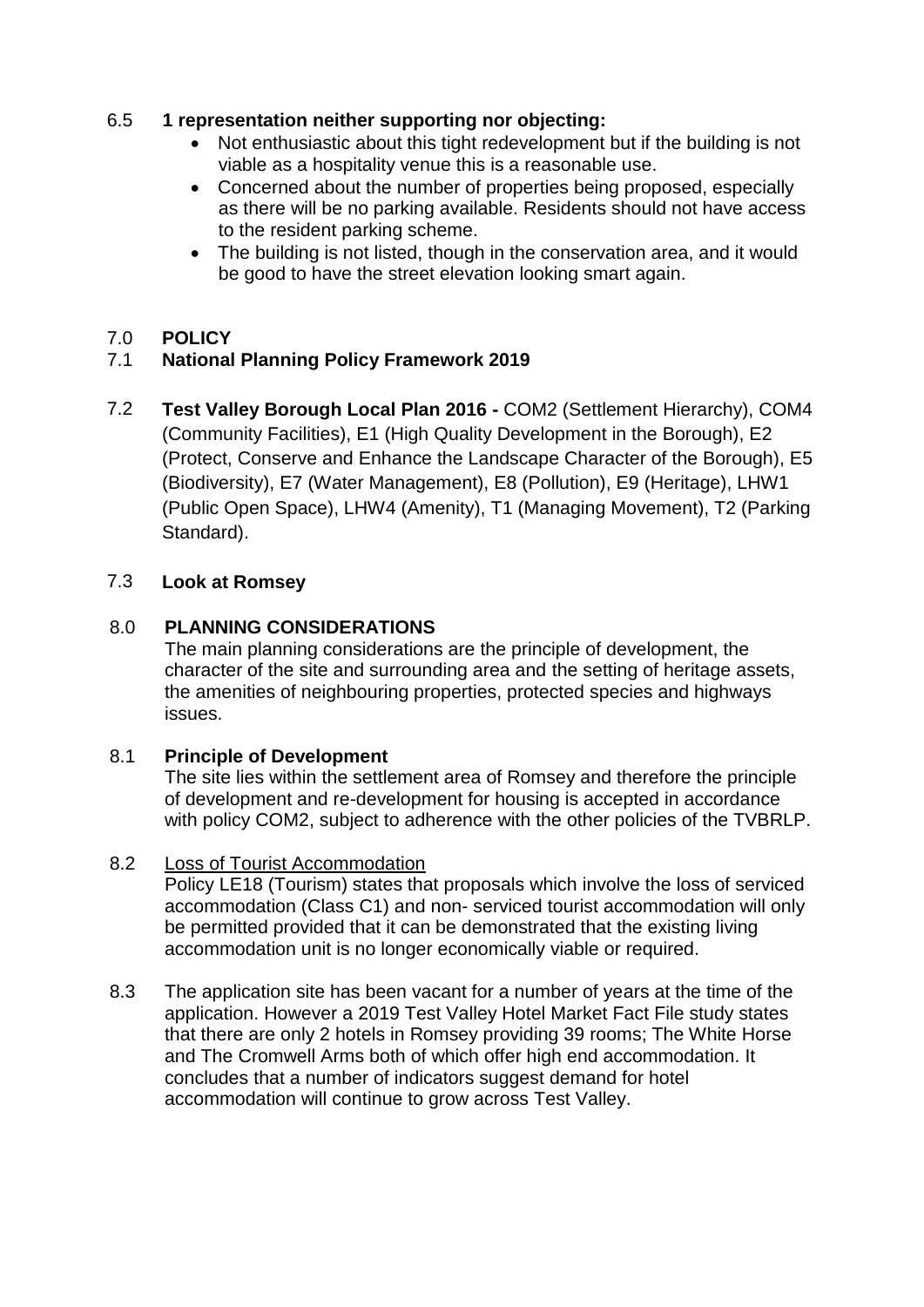6.5 **1 representation neither supporting nor objecting:**

- Not enthusiastic about this tight redevelopment but if the building is not viable as a hospitality venue this is a reasonable use.
- Concerned about the number of properties being proposed, especially as there will be no parking available. Residents should not have access to the resident parking scheme.
- The building is not listed, though in the conservation area, and it would be good to have the street elevation looking smart again.

## 7.0 POLICY

### 7.1 National Planning Policy Framework 2019

7.2 **Test Valley Borough Local Plan 2016 -** COM2 (Settlement Hierarchy), COM4 (Community Facilities), E1 (High Quality Development in the Borough), E2 (Protect, Conserve and Enhance the Landscape Character of the Borough), E5 (Biodiversity), E7 (Water Management), E8 (Pollution), E9 (Heritage), LHW1 (Public Open Space), LHW4 (Amenity), T1 (Managing Movement), T2 (Parking Standard).

### 7.3 Look at Romsey

## 8.0 PLANNING CONSIDERATIONS

The main planning considerations are the principle of development, the character of the site and surrounding area and the setting of heritage assets, the amenities of neighbouring properties, protected species and highways issues.

### 8.1 Principle of Development

The site lies within the settlement area of Romsey and therefore the principle of development and re-development for housing is accepted in accordance with policy COM2, subject to adherence with the other policies of the TVBRLP.

8.2 Loss of Tourist Accommodation

Policy LE18 (Tourism) states that proposals which involve the loss of serviced accommodation (Class C1) and non- serviced tourist accommodation will only be permitted provided that it can be demonstrated that the existing living accommodation unit is no longer economically viable or required.

8.3 The application site has been vacant for a number of years at the time of the application. However a 2019 Test Valley Hotel Market Fact File study states that there are only 2 hotels in Romsey providing 39 rooms; The White Horse and The Cromwell Arms both of which offer high end accommodation. It concludes that a number of indicators suggest demand for hotel accommodation will continue to grow across Test Valley.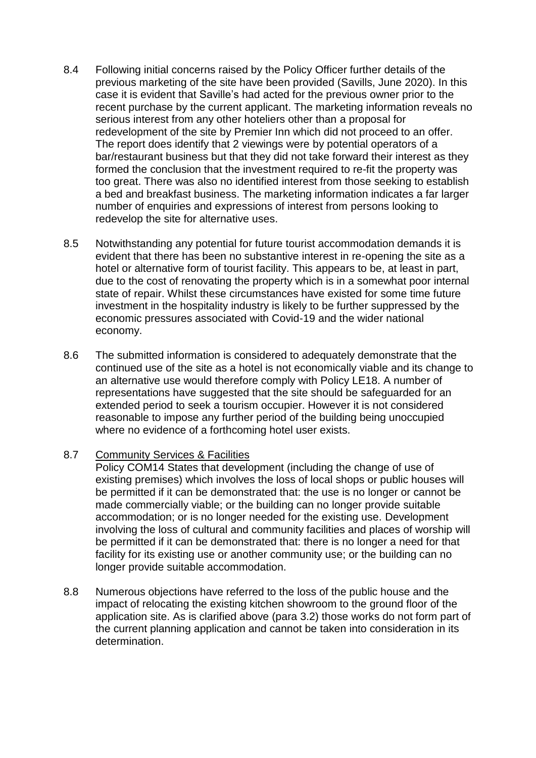8.4 Following initial concerns raised by the Policy Officer further details of the previous marketing of the site have been provided (Savills, June 2020). In this case it is evident that Saville's had acted for the previous owner prior to the recent purchase by the current applicant. The marketing information reveals no serious interest from any other hoteliers other than a proposal for redevelopment of the site by Premier Inn which did not proceed to an offer. The report does identify that 2 viewings were by potential operators of a bar/restaurant business but that they did not take forward their interest as they formed the conclusion that the investment required to re-fit the property was too great. There was also no identified interest from those seeking to establish a bed and breakfast business. The marketing information indicates a far larger number of enquiries and expressions of interest from persons looking to redevelop the site for alternative uses.

8.5 Notwithstanding any potential for future tourist accommodation demands it is evident that there has been no substantive interest in re-opening the site as a hotel or alternative form of tourist facility. This appears to be, at least in part, due to the cost of renovating the property which is in a somewhat poor internal state of repair. Whilst these circumstances have existed for some time future investment in the hospitality industry is likely to be further suppressed by the economic pressures associated with Covid-19 and the wider national economy.

8.6 The submitted information is considered to adequately demonstrate that the continued use of the site as a hotel is not economically viable and its change to an alternative use would therefore comply with Policy LE18. A number of representations have suggested that the site should be safeguarded for an extended period to seek a tourism occupier. However it is not considered reasonable to impose any further period of the building being unoccupied where no evidence of a forthcoming hotel user exists.

8.7 <u>Community Services & Facilities</u>

Policy COM14 States that development (including the change of use of existing premises) which involves the loss of local shops or public houses will be permitted if it can be demonstrated that: the use is no longer or cannot be made commercially viable; or the building can no longer provide suitable accommodation; or is no longer needed for the existing use. Development involving the loss of cultural and community facilities and places of worship will be permitted if it can be demonstrated that: there is no longer a need for that facility for its existing use or another community use; or the building can no longer provide suitable accommodation.

8.8 Numerous objections have referred to the loss of the public house and the impact of relocating the existing kitchen showroom to the ground floor of the application site. As is clarified above (para 3.2) those works do not form part of the current planning application and cannot be taken into consideration in its determination.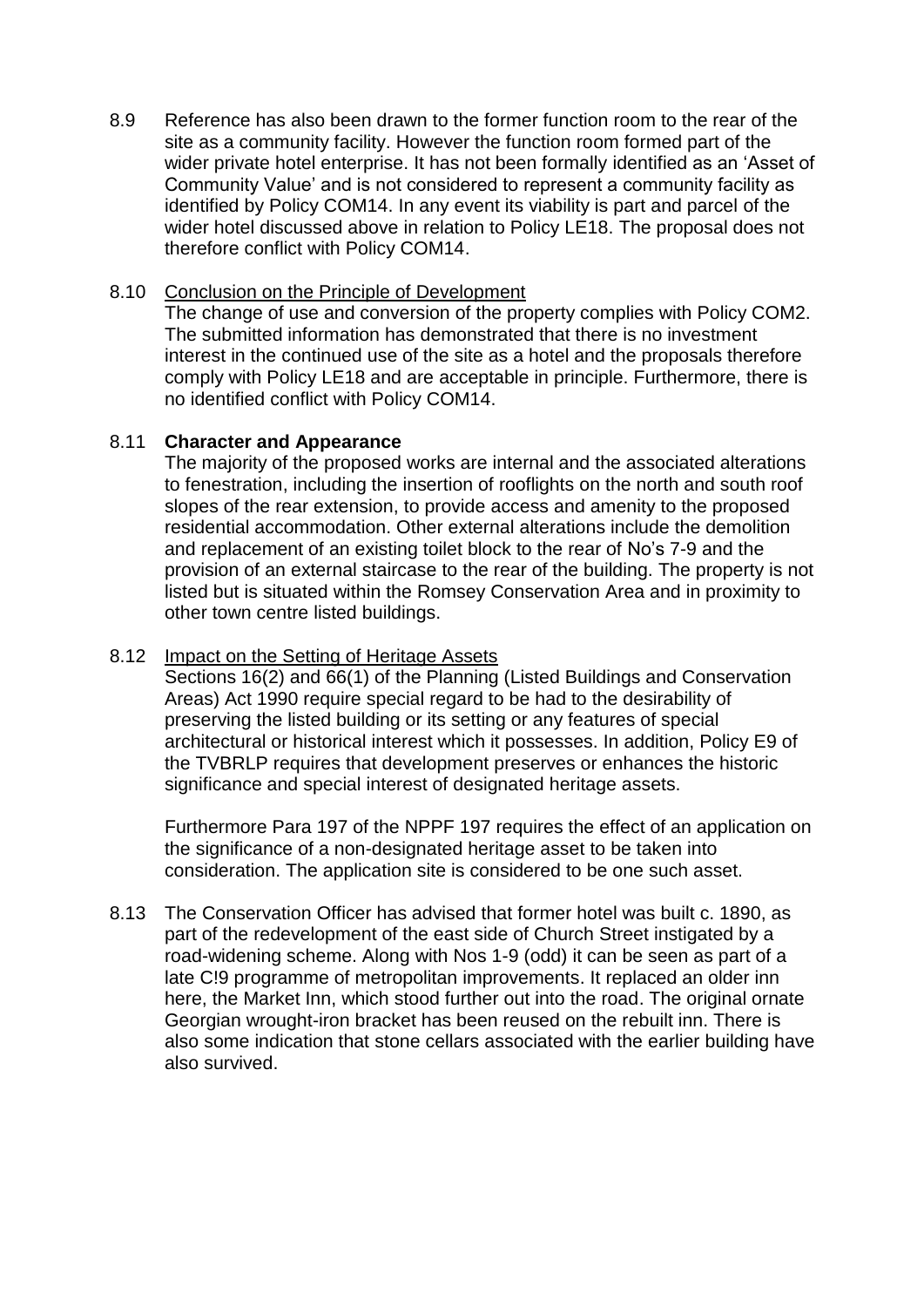8.9 Reference has also been drawn to the former function room to the rear of the site as a community facility. However the function room formed part of the wider private hotel enterprise. It has not been formally identified as an 'Asset of Community Value' and is not considered to represent a community facility as identified by Policy COM14. In any event its viability is part and parcel of the wider hotel discussed above in relation to Policy LE18. The proposal does not therefore conflict with Policy COM14.

8.10 <u>Conclusion on the Principle of Development</u>
The change of use and conversion of the property complies with Policy COM2. The submitted information has demonstrated that there is no investment interest in the continued use of the site as a hotel and the proposals therefore comply with Policy LE18 and are acceptable in principle. Furthermore, there is no identified conflict with Policy COM14.

8.11 **Character and Appearance**
The majority of the proposed works are internal and the associated alterations to fenestration, including the insertion of rooflights on the north and south roof slopes of the rear extension, to provide access and amenity to the proposed residential accommodation. Other external alterations include the demolition and replacement of an existing toilet block to the rear of No's 7-9 and the provision of an external staircase to the rear of the building. The property is not listed but is situated within the Romsey Conservation Area and in proximity to other town centre listed buildings.

8.12 <u>Impact on the Setting of Heritage Assets</u>
Sections 16(2) and 66(1) of the Planning (Listed Buildings and Conservation Areas) Act 1990 require special regard to be had to the desirability of preserving the listed building or its setting or any features of special architectural or historical interest which it possesses. In addition, Policy E9 of the TVBRLP requires that development preserves or enhances the historic significance and special interest of designated heritage assets.

Furthermore Para 197 of the NPPF 197 requires the effect of an application on the significance of a non-designated heritage asset to be taken into consideration. The application site is considered to be one such asset.

8.13 The Conservation Officer has advised that former hotel was built c. 1890, as part of the redevelopment of the east side of Church Street instigated by a road-widening scheme. Along with Nos 1-9 (odd) it can be seen as part of a late C!9 programme of metropolitan improvements. It replaced an older inn here, the Market Inn, which stood further out into the road. The original ornate Georgian wrought-iron bracket has been reused on the rebuilt inn. There is also some indication that stone cellars associated with the earlier building have also survived.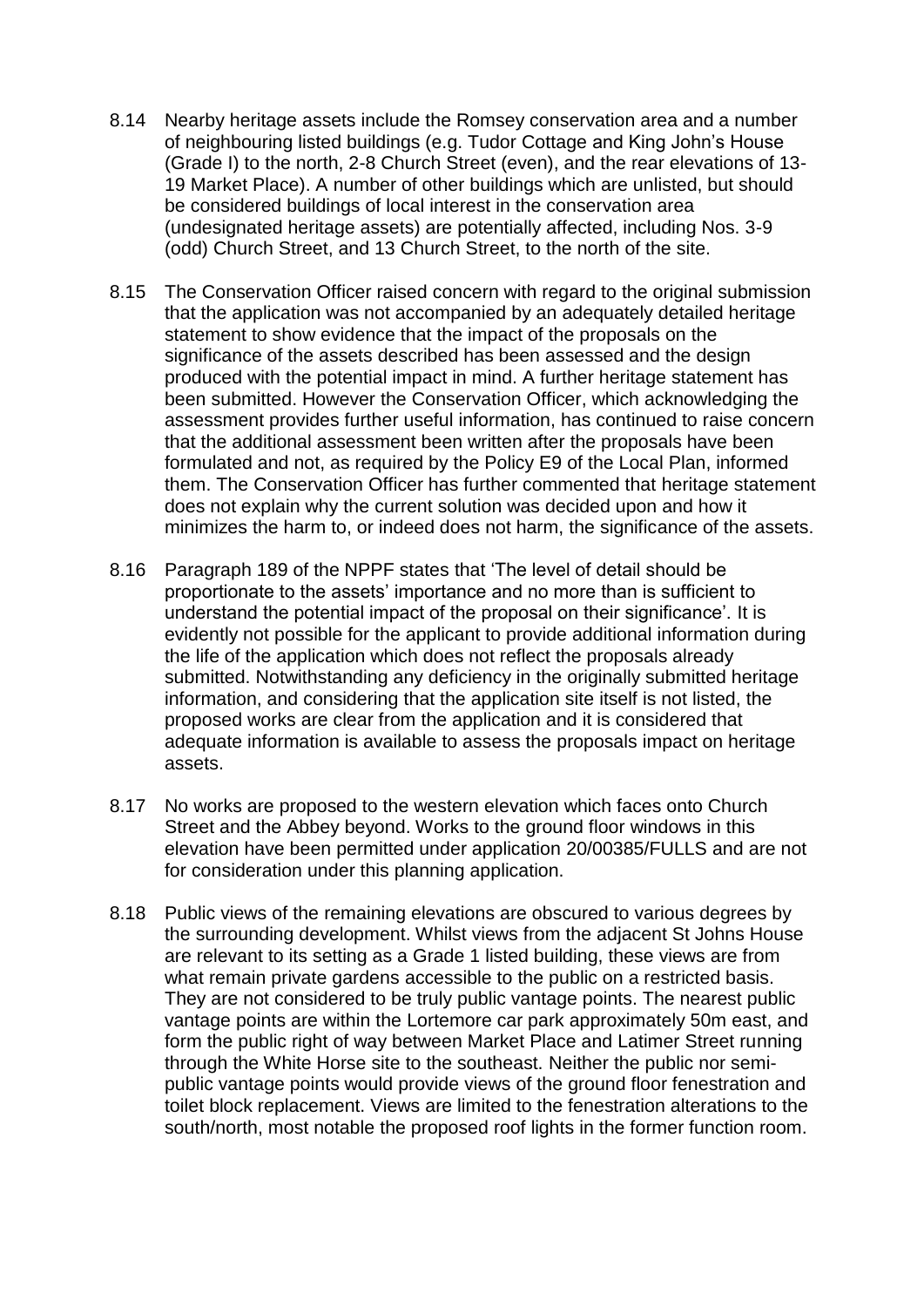8.14 Nearby heritage assets include the Romsey conservation area and a number of neighbouring listed buildings (e.g. Tudor Cottage and King John's House (Grade I) to the north, 2-8 Church Street (even), and the rear elevations of 13-19 Market Place). A number of other buildings which are unlisted, but should be considered buildings of local interest in the conservation area (undesignated heritage assets) are potentially affected, including Nos. 3-9 (odd) Church Street, and 13 Church Street, to the north of the site.

8.15 The Conservation Officer raised concern with regard to the original submission that the application was not accompanied by an adequately detailed heritage statement to show evidence that the impact of the proposals on the significance of the assets described has been assessed and the design produced with the potential impact in mind. A further heritage statement has been submitted. However the Conservation Officer, which acknowledging the assessment provides further useful information, has continued to raise concern that the additional assessment been written after the proposals have been formulated and not, as required by the Policy E9 of the Local Plan, informed them. The Conservation Officer has further commented that heritage statement does not explain why the current solution was decided upon and how it minimizes the harm to, or indeed does not harm, the significance of the assets.

8.16 Paragraph 189 of the NPPF states that 'The level of detail should be proportionate to the assets' importance and no more than is sufficient to understand the potential impact of the proposal on their significance'. It is evidently not possible for the applicant to provide additional information during the life of the application which does not reflect the proposals already submitted. Notwithstanding any deficiency in the originally submitted heritage information, and considering that the application site itself is not listed, the proposed works are clear from the application and it is considered that adequate information is available to assess the proposals impact on heritage assets.

8.17 No works are proposed to the western elevation which faces onto Church Street and the Abbey beyond. Works to the ground floor windows in this elevation have been permitted under application 20/00385/FULLS and are not for consideration under this planning application.

8.18 Public views of the remaining elevations are obscured to various degrees by the surrounding development. Whilst views from the adjacent St Johns House are relevant to its setting as a Grade 1 listed building, these views are from what remain private gardens accessible to the public on a restricted basis. They are not considered to be truly public vantage points. The nearest public vantage points are within the Lortemore car park approximately 50m east, and form the public right of way between Market Place and Latimer Street running through the White Horse site to the southeast. Neither the public nor semi-public vantage points would provide views of the ground floor fenestration and toilet block replacement. Views are limited to the fenestration alterations to the south/north, most notable the proposed roof lights in the former function room.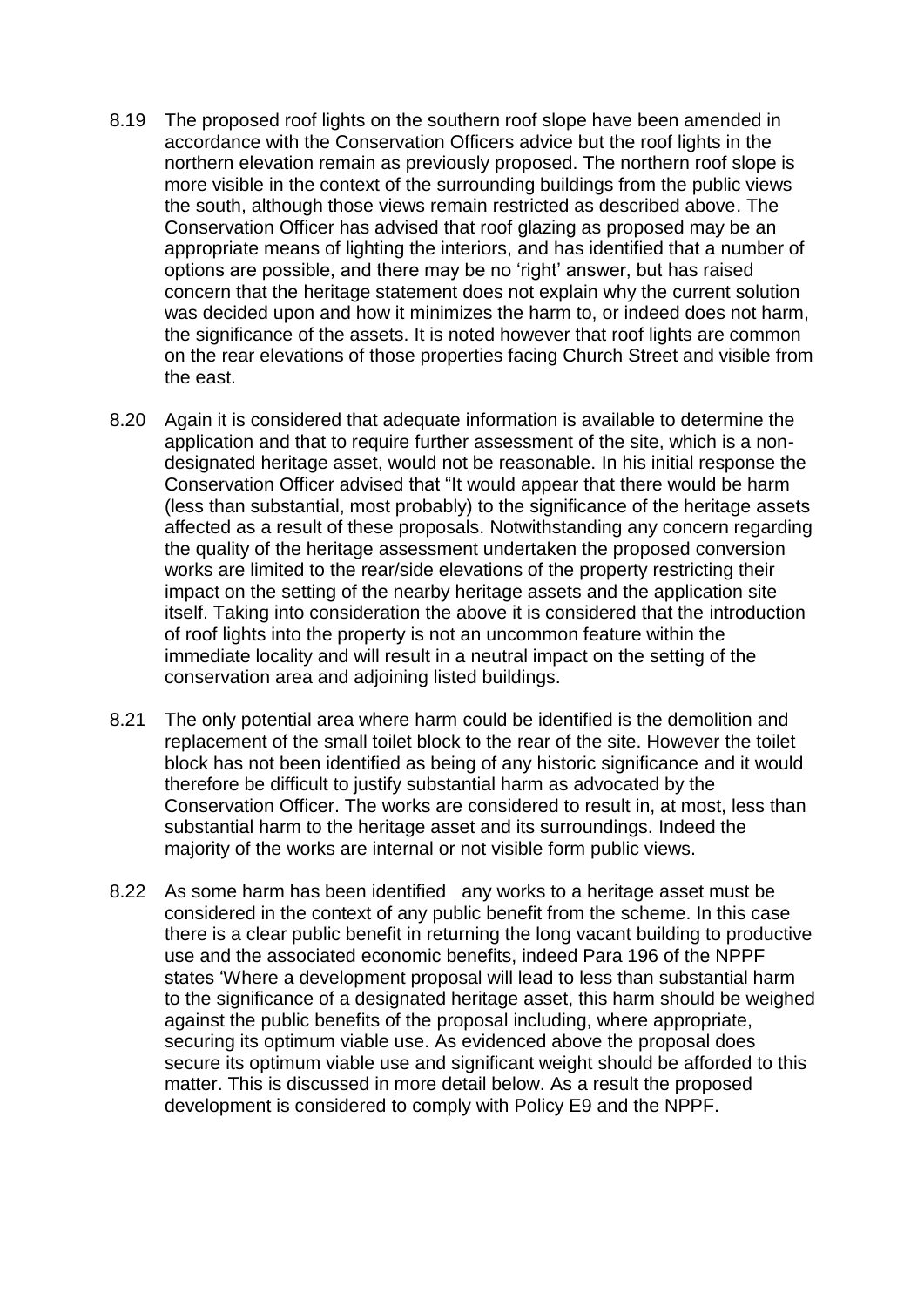8.19 The proposed roof lights on the southern roof slope have been amended in accordance with the Conservation Officers advice but the roof lights in the northern elevation remain as previously proposed. The northern roof slope is more visible in the context of the surrounding buildings from the public views the south, although those views remain restricted as described above. The Conservation Officer has advised that roof glazing as proposed may be an appropriate means of lighting the interiors, and has identified that a number of options are possible, and there may be no 'right' answer, but has raised concern that the heritage statement does not explain why the current solution was decided upon and how it minimizes the harm to, or indeed does not harm, the significance of the assets. It is noted however that roof lights are common on the rear elevations of those properties facing Church Street and visible from the east.

8.20 Again it is considered that adequate information is available to determine the application and that to require further assessment of the site, which is a non-designated heritage asset, would not be reasonable. In his initial response the Conservation Officer advised that "It would appear that there would be harm (less than substantial, most probably) to the significance of the heritage assets affected as a result of these proposals. Notwithstanding any concern regarding the quality of the heritage assessment undertaken the proposed conversion works are limited to the rear/side elevations of the property restricting their impact on the setting of the nearby heritage assets and the application site itself. Taking into consideration the above it is considered that the introduction of roof lights into the property is not an uncommon feature within the immediate locality and will result in a neutral impact on the setting of the conservation area and adjoining listed buildings.

8.21 The only potential area where harm could be identified is the demolition and replacement of the small toilet block to the rear of the site. However the toilet block has not been identified as being of any historic significance and it would therefore be difficult to justify substantial harm as advocated by the Conservation Officer. The works are considered to result in, at most, less than substantial harm to the heritage asset and its surroundings. Indeed the majority of the works are internal or not visible form public views.

8.22 As some harm has been identified any works to a heritage asset must be considered in the context of any public benefit from the scheme. In this case there is a clear public benefit in returning the long vacant building to productive use and the associated economic benefits, indeed Para 196 of the NPPF states 'Where a development proposal will lead to less than substantial harm to the significance of a designated heritage asset, this harm should be weighed against the public benefits of the proposal including, where appropriate, securing its optimum viable use. As evidenced above the proposal does secure its optimum viable use and significant weight should be afforded to this matter. This is discussed in more detail below. As a result the proposed development is considered to comply with Policy E9 and the NPPF.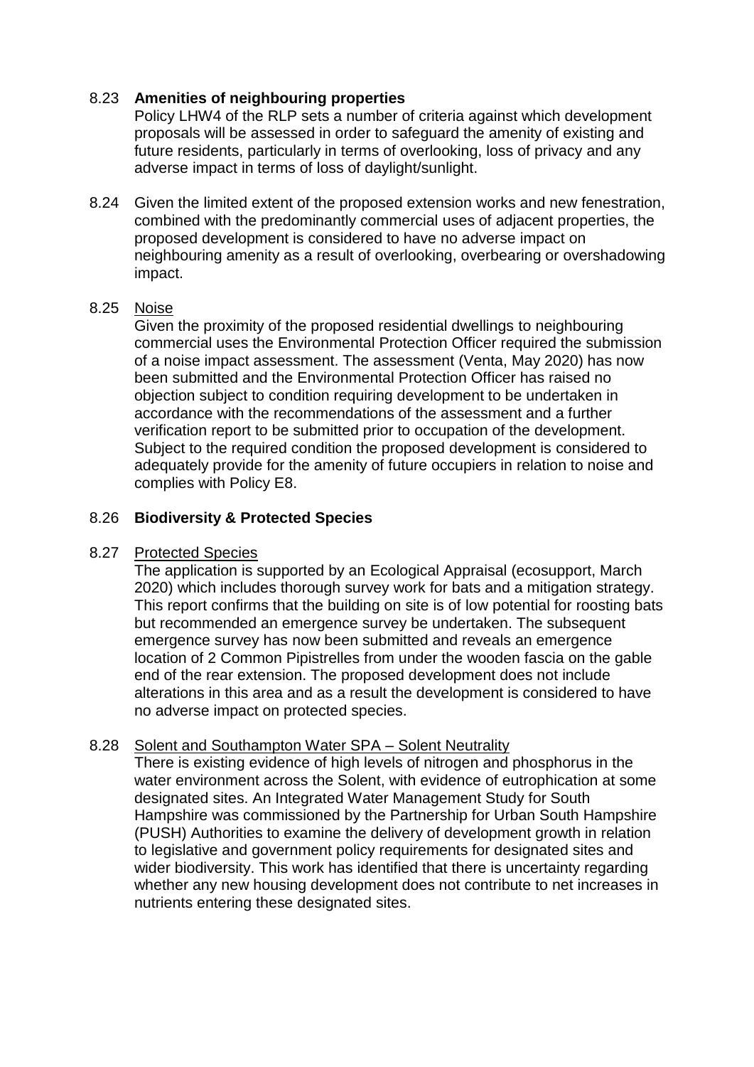8.23 **Amenities of neighbouring properties**

Policy LHW4 of the RLP sets a number of criteria against which development proposals will be assessed in order to safeguard the amenity of existing and future residents, particularly in terms of overlooking, loss of privacy and any adverse impact in terms of loss of daylight/sunlight.

8.24 Given the limited extent of the proposed extension works and new fenestration, combined with the predominantly commercial uses of adjacent properties, the proposed development is considered to have no adverse impact on neighbouring amenity as a result of overlooking, overbearing or overshadowing impact.

8.25 <u>Noise</u>

Given the proximity of the proposed residential dwellings to neighbouring commercial uses the Environmental Protection Officer required the submission of a noise impact assessment. The assessment (Venta, May 2020) has now been submitted and the Environmental Protection Officer has raised no objection subject to condition requiring development to be undertaken in accordance with the recommendations of the assessment and a further verification report to be submitted prior to occupation of the development. Subject to the required condition the proposed development is considered to adequately provide for the amenity of future occupiers in relation to noise and complies with Policy E8.

8.26 **Biodiversity & Protected Species**

8.27 <u>Protected Species</u>

The application is supported by an Ecological Appraisal (ecosupport, March 2020) which includes thorough survey work for bats and a mitigation strategy. This report confirms that the building on site is of low potential for roosting bats but recommended an emergence survey be undertaken. The subsequent emergence survey has now been submitted and reveals an emergence location of 2 Common Pipistrelles from under the wooden fascia on the gable end of the rear extension. The proposed development does not include alterations in this area and as a result the development is considered to have no adverse impact on protected species.

8.28 <u>Solent and Southampton Water SPA – Solent Neutrality</u>

There is existing evidence of high levels of nitrogen and phosphorus in the water environment across the Solent, with evidence of eutrophication at some designated sites. An Integrated Water Management Study for South Hampshire was commissioned by the Partnership for Urban South Hampshire (PUSH) Authorities to examine the delivery of development growth in relation to legislative and government policy requirements for designated sites and wider biodiversity. This work has identified that there is uncertainty regarding whether any new housing development does not contribute to net increases in nutrients entering these designated sites.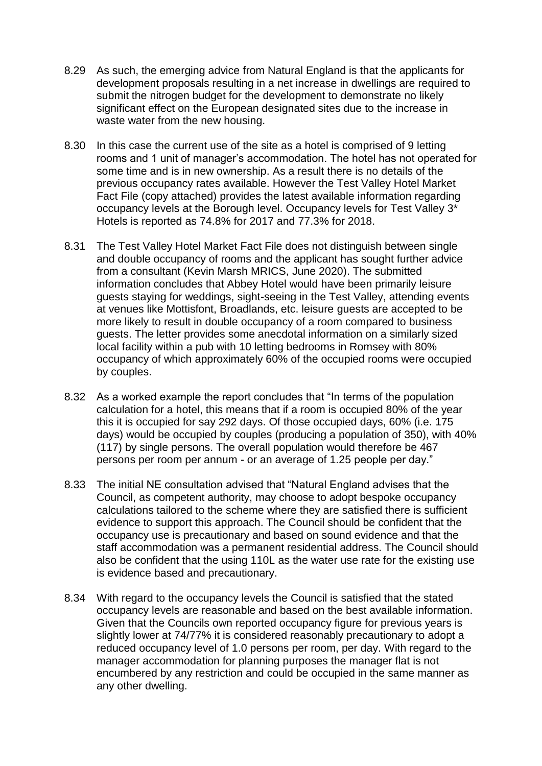8.29 As such, the emerging advice from Natural England is that the applicants for development proposals resulting in a net increase in dwellings are required to submit the nitrogen budget for the development to demonstrate no likely significant effect on the European designated sites due to the increase in waste water from the new housing.

8.30 In this case the current use of the site as a hotel is comprised of 9 letting rooms and 1 unit of manager's accommodation. The hotel has not operated for some time and is in new ownership. As a result there is no details of the previous occupancy rates available. However the Test Valley Hotel Market Fact File (copy attached) provides the latest available information regarding occupancy levels at the Borough level. Occupancy levels for Test Valley 3* Hotels is reported as 74.8% for 2017 and 77.3% for 2018.

8.31 The Test Valley Hotel Market Fact File does not distinguish between single and double occupancy of rooms and the applicant has sought further advice from a consultant (Kevin Marsh MRICS, June 2020). The submitted information concludes that Abbey Hotel would have been primarily leisure guests staying for weddings, sight-seeing in the Test Valley, attending events at venues like Mottisfont, Broadlands, etc. leisure guests are accepted to be more likely to result in double occupancy of a room compared to business guests. The letter provides some anecdotal information on a similarly sized local facility within a pub with 10 letting bedrooms in Romsey with 80% occupancy of which approximately 60% of the occupied rooms were occupied by couples.

8.32 As a worked example the report concludes that "In terms of the population calculation for a hotel, this means that if a room is occupied 80% of the year this it is occupied for say 292 days. Of those occupied days, 60% (i.e. 175 days) would be occupied by couples (producing a population of 350), with 40% (117) by single persons. The overall population would therefore be 467 persons per room per annum - or an average of 1.25 people per day."

8.33 The initial NE consultation advised that "Natural England advises that the Council, as competent authority, may choose to adopt bespoke occupancy calculations tailored to the scheme where they are satisfied there is sufficient evidence to support this approach. The Council should be confident that the occupancy use is precautionary and based on sound evidence and that the staff accommodation was a permanent residential address. The Council should also be confident that the using 110L as the water use rate for the existing use is evidence based and precautionary.

8.34 With regard to the occupancy levels the Council is satisfied that the stated occupancy levels are reasonable and based on the best available information. Given that the Councils own reported occupancy figure for previous years is slightly lower at 74/77% it is considered reasonably precautionary to adopt a reduced occupancy level of 1.0 persons per room, per day. With regard to the manager accommodation for planning purposes the manager flat is not encumbered by any restriction and could be occupied in the same manner as any other dwelling.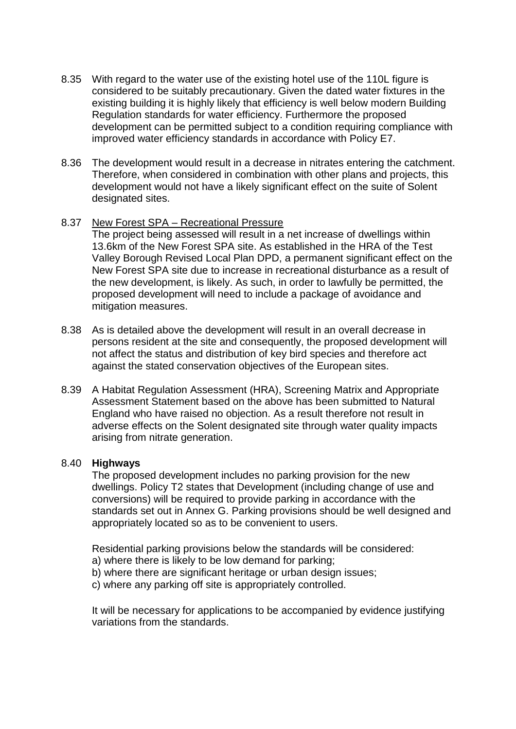8.35 With regard to the water use of the existing hotel use of the 110L figure is considered to be suitably precautionary. Given the dated water fixtures in the existing building it is highly likely that efficiency is well below modern Building Regulation standards for water efficiency. Furthermore the proposed development can be permitted subject to a condition requiring compliance with improved water efficiency standards in accordance with Policy E7.

8.36 The development would result in a decrease in nitrates entering the catchment. Therefore, when considered in combination with other plans and projects, this development would not have a likely significant effect on the suite of Solent designated sites.

8.37 New Forest SPA – Recreational Pressure

The project being assessed will result in a net increase of dwellings within 13.6km of the New Forest SPA site. As established in the HRA of the Test Valley Borough Revised Local Plan DPD, a permanent significant effect on the New Forest SPA site due to increase in recreational disturbance as a result of the new development, is likely. As such, in order to lawfully be permitted, the proposed development will need to include a package of avoidance and mitigation measures.

8.38 As is detailed above the development will result in an overall decrease in persons resident at the site and consequently, the proposed development will not affect the status and distribution of key bird species and therefore act against the stated conservation objectives of the European sites.

8.39 A Habitat Regulation Assessment (HRA), Screening Matrix and Appropriate Assessment Statement based on the above has been submitted to Natural England who have raised no objection. As a result therefore not result in adverse effects on the Solent designated site through water quality impacts arising from nitrate generation.

8.40 **Highways**

The proposed development includes no parking provision for the new dwellings. Policy T2 states that Development (including change of use and conversions) will be required to provide parking in accordance with the standards set out in Annex G. Parking provisions should be well designed and appropriately located so as to be convenient to users.

Residential parking provisions below the standards will be considered:
a) where there is likely to be low demand for parking;
b) where there are significant heritage or urban design issues;
c) where any parking off site is appropriately controlled.

It will be necessary for applications to be accompanied by evidence justifying variations from the standards.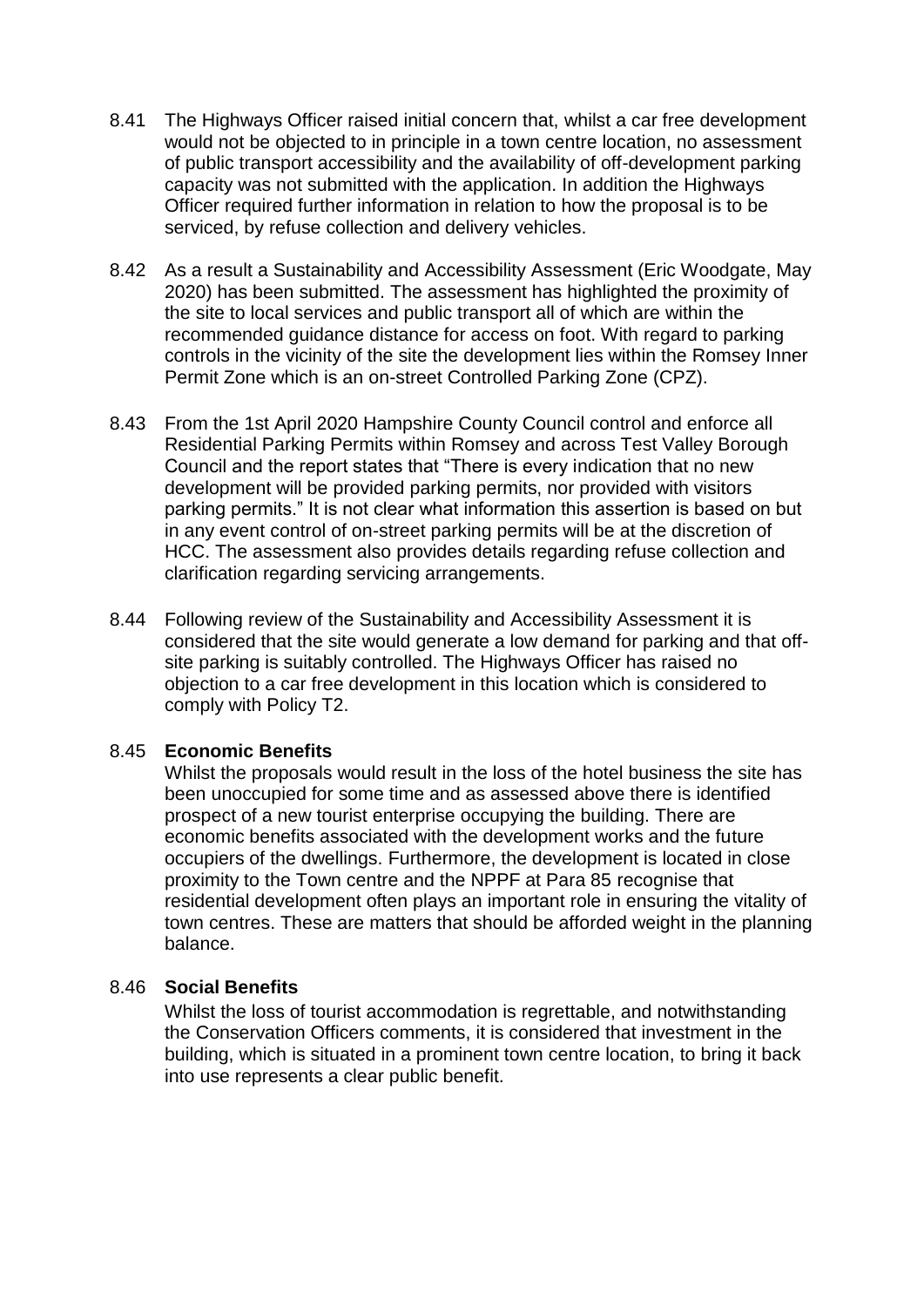8.41 The Highways Officer raised initial concern that, whilst a car free development would not be objected to in principle in a town centre location, no assessment of public transport accessibility and the availability of off-development parking capacity was not submitted with the application. In addition the Highways Officer required further information in relation to how the proposal is to be serviced, by refuse collection and delivery vehicles.

8.42 As a result a Sustainability and Accessibility Assessment (Eric Woodgate, May 2020) has been submitted. The assessment has highlighted the proximity of the site to local services and public transport all of which are within the recommended guidance distance for access on foot. With regard to parking controls in the vicinity of the site the development lies within the Romsey Inner Permit Zone which is an on-street Controlled Parking Zone (CPZ).

8.43 From the 1st April 2020 Hampshire County Council control and enforce all Residential Parking Permits within Romsey and across Test Valley Borough Council and the report states that "There is every indication that no new development will be provided parking permits, nor provided with visitors parking permits." It is not clear what information this assertion is based on but in any event control of on-street parking permits will be at the discretion of HCC. The assessment also provides details regarding refuse collection and clarification regarding servicing arrangements.

8.44 Following review of the Sustainability and Accessibility Assessment it is considered that the site would generate a low demand for parking and that off-site parking is suitably controlled. The Highways Officer has raised no objection to a car free development in this location which is considered to comply with Policy T2.

8.45 **Economic Benefits**

Whilst the proposals would result in the loss of the hotel business the site has been unoccupied for some time and as assessed above there is identified prospect of a new tourist enterprise occupying the building. There are economic benefits associated with the development works and the future occupiers of the dwellings. Furthermore, the development is located in close proximity to the Town centre and the NPPF at Para 85 recognise that residential development often plays an important role in ensuring the vitality of town centres. These are matters that should be afforded weight in the planning balance.

8.46 **Social Benefits**

Whilst the loss of tourist accommodation is regrettable, and notwithstanding the Conservation Officers comments, it is considered that investment in the building, which is situated in a prominent town centre location, to bring it back into use represents a clear public benefit.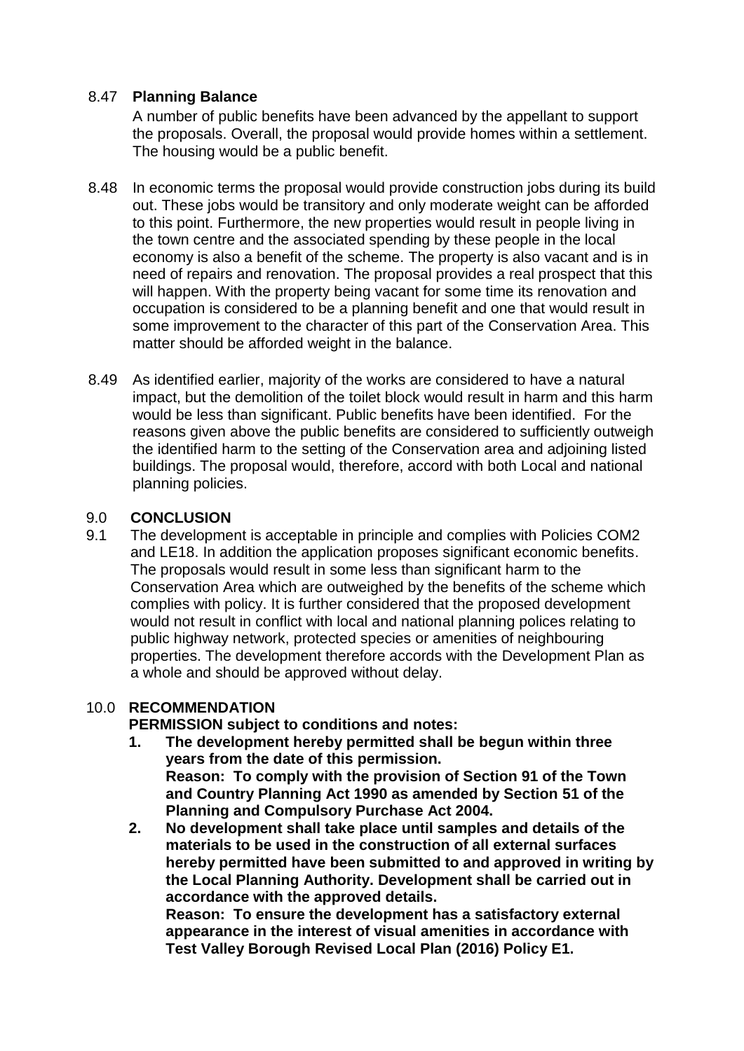8.47 **Planning Balance**

A number of public benefits have been advanced by the appellant to support the proposals. Overall, the proposal would provide homes within a settlement. The housing would be a public benefit.

8.48 In economic terms the proposal would provide construction jobs during its build out. These jobs would be transitory and only moderate weight can be afforded to this point. Furthermore, the new properties would result in people living in the town centre and the associated spending by these people in the local economy is also a benefit of the scheme. The property is also vacant and is in need of repairs and renovation. The proposal provides a real prospect that this will happen. With the property being vacant for some time its renovation and occupation is considered to be a planning benefit and one that would result in some improvement to the character of this part of the Conservation Area. This matter should be afforded weight in the balance.

8.49 As identified earlier, majority of the works are considered to have a natural impact, but the demolition of the toilet block would result in harm and this harm would be less than significant. Public benefits have been identified. For the reasons given above the public benefits are considered to sufficiently outweigh the identified harm to the setting of the Conservation area and adjoining listed buildings. The proposal would, therefore, accord with both Local and national planning policies.

## 9.0 CONCLUSION

9.1 The development is acceptable in principle and complies with Policies COM2 and LE18. In addition the application proposes significant economic benefits. The proposals would result in some less than significant harm to the Conservation Area which are outweighed by the benefits of the scheme which complies with policy. It is further considered that the proposed development would not result in conflict with local and national planning polices relating to public highway network, protected species or amenities of neighbouring properties. The development therefore accords with the Development Plan as a whole and should be approved without delay.

## 10.0 RECOMMENDATION

**PERMISSION subject to conditions and notes:**

1. **The development hereby permitted shall be begun within three years from the date of this permission.**
   **Reason: To comply with the provision of Section 91 of the Town and Country Planning Act 1990 as amended by Section 51 of the Planning and Compulsory Purchase Act 2004.**
2. **No development shall take place until samples and details of the materials to be used in the construction of all external surfaces hereby permitted have been submitted to and approved in writing by the Local Planning Authority. Development shall be carried out in accordance with the approved details.**
   **Reason: To ensure the development has a satisfactory external appearance in the interest of visual amenities in accordance with Test Valley Borough Revised Local Plan (2016) Policy E1.**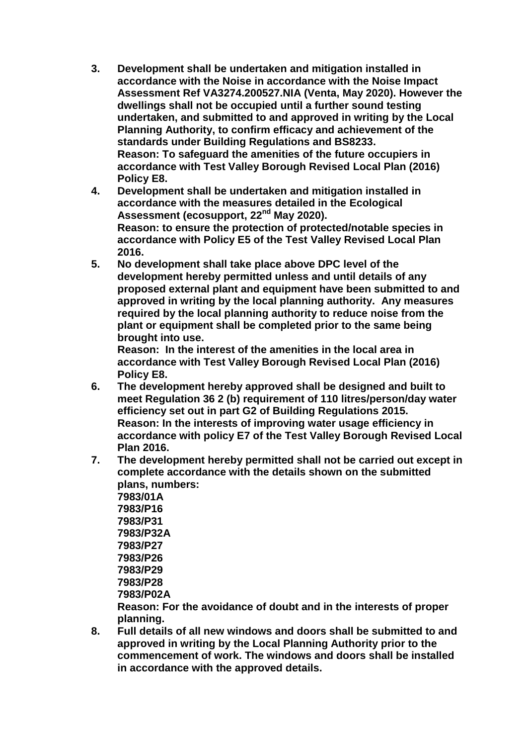3. **Development shall be undertaken and mitigation installed in accordance with the Noise in accordance with the Noise Impact Assessment Ref VA3274.200527.NIA (Venta, May 2020). However the dwellings shall not be occupied until a further sound testing undertaken, and submitted to and approved in writing by the Local Planning Authority, to confirm efficacy and achievement of the standards under Building Regulations and BS8233.**
   **Reason: To safeguard the amenities of the future occupiers in accordance with Test Valley Borough Revised Local Plan (2016) Policy E8.**
4. **Development shall be undertaken and mitigation installed in accordance with the measures detailed in the Ecological Assessment (ecosupport, 22nd May 2020).**
   **Reason: to ensure the protection of protected/notable species in accordance with Policy E5 of the Test Valley Revised Local Plan 2016.**
5. **No development shall take place above DPC level of the development hereby permitted unless and until details of any proposed external plant and equipment have been submitted to and approved in writing by the local planning authority. Any measures required by the local planning authority to reduce noise from the plant or equipment shall be completed prior to the same being brought into use.**
   **Reason: In the interest of the amenities in the local area in accordance with Test Valley Borough Revised Local Plan (2016) Policy E8.**
6. **The development hereby approved shall be designed and built to meet Regulation 36 2 (b) requirement of 110 litres/person/day water efficiency set out in part G2 of Building Regulations 2015.**
   **Reason: In the interests of improving water usage efficiency in accordance with policy E7 of the Test Valley Borough Revised Local Plan 2016.**
7. **The development hereby permitted shall not be carried out except in complete accordance with the details shown on the submitted plans, numbers:**
   **7983/01A**
   **7983/P16**
   **7983/P31**
   **7983/P32A**
   **7983/P27**
   **7983/P26**
   **7983/P29**
   **7983/P28**
   **7983/P02A**
   **Reason: For the avoidance of doubt and in the interests of proper planning.**
8. **Full details of all new windows and doors shall be submitted to and approved in writing by the Local Planning Authority prior to the commencement of work. The windows and doors shall be installed in accordance with the approved details.**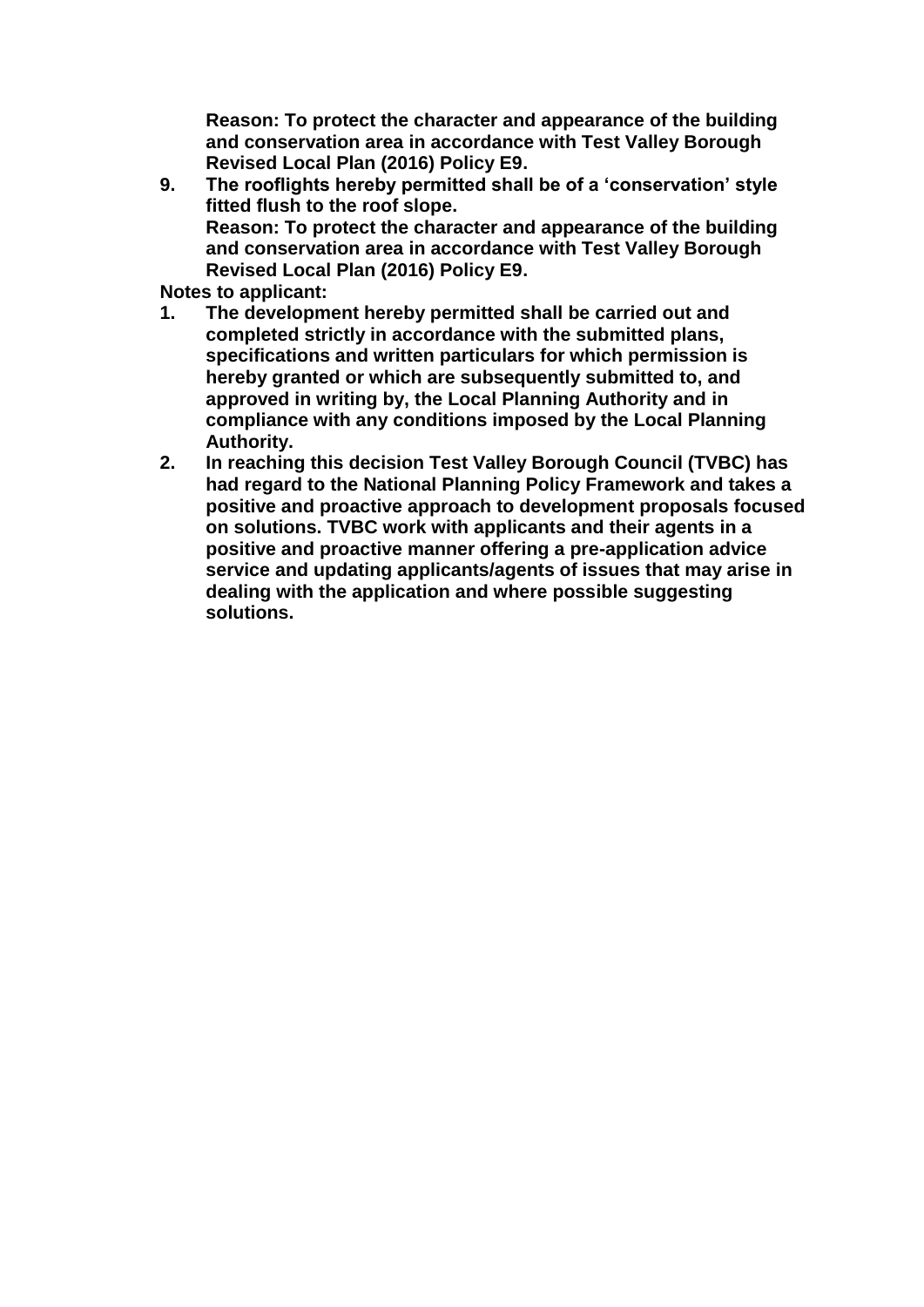**Reason: To protect the character and appearance of the building and conservation area in accordance with Test Valley Borough Revised Local Plan (2016) Policy E9.**

9. **The rooflights hereby permitted shall be of a 'conservation' style fitted flush to the roof slope.**
   **Reason: To protect the character and appearance of the building and conservation area in accordance with Test Valley Borough Revised Local Plan (2016) Policy E9.**

**Notes to applicant:**

1. **The development hereby permitted shall be carried out and completed strictly in accordance with the submitted plans, specifications and written particulars for which permission is hereby granted or which are subsequently submitted to, and approved in writing by, the Local Planning Authority and in compliance with any conditions imposed by the Local Planning Authority.**
2. **In reaching this decision Test Valley Borough Council (TVBC) has had regard to the National Planning Policy Framework and takes a positive and proactive approach to development proposals focused on solutions. TVBC work with applicants and their agents in a positive and proactive manner offering a pre-application advice service and updating applicants/agents of issues that may arise in dealing with the application and where possible suggesting solutions.**